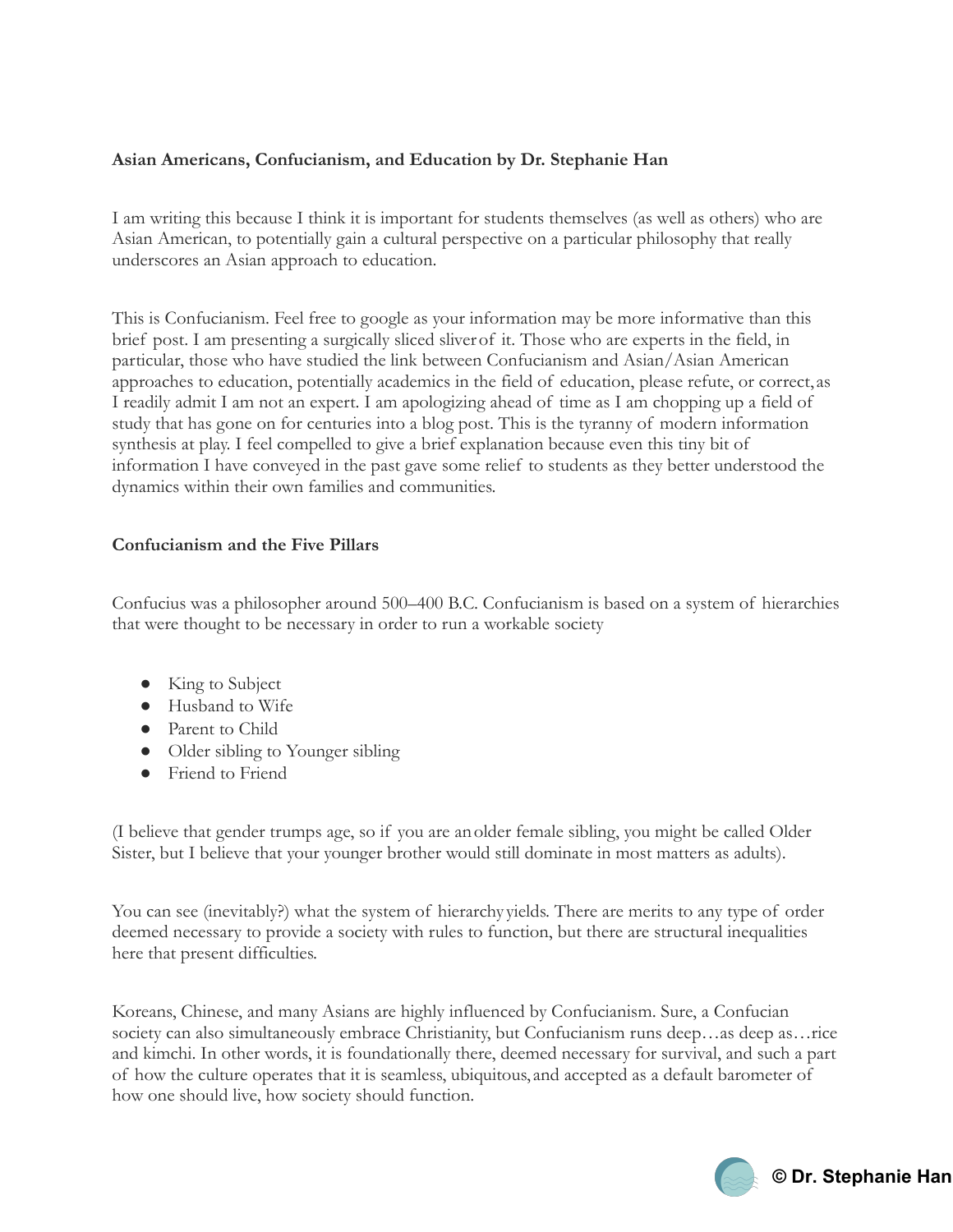**Asian Americans, Confucianism, and Education by Dr. Stephanie Han**

I am writing this because I think it is important for students themselves (as well as others) who are Asian American, to potentially gain a cultural perspective on a particular philosophy that really underscores an Asian approach to education.

This is Confucianism. Feel free to google as your information may be more informative than this brief post. I am presenting a surgically sliced sliver of it. Those who are experts in the field, in particular, those who have studied the link between Confucianism and Asian/Asian American approaches to education, potentially academics in the field of education, please refute, or correct, as I readily admit I am not an expert. I am apologizing ahead of time as I am chopping up a field of study that has gone on for centuries into a blog post. This is the tyranny of modern information synthesis at play. I feel compelled to give a brief explanation because even this tiny bit of information I have conveyed in the past gave some relief to students as they better understood the dynamics within their own families and communities.

**Confucianism and the Five Pillars**

Confucius was a philosopher around 500–400 B.C. Confucianism is based on a system of hierarchies that were thought to be necessary in order to run a workable society

- King to Subject
- Husband to Wife
- Parent to Child
- Older sibling to Younger sibling
- Friend to Friend

(I believe that gender trumps age, so if you are an older female sibling, you might be called Older Sister, but I believe that your younger brother would still dominate in most matters as adults).

You can see (inevitably?) what the system of hierarchy yields. There are merits to any type of order deemed necessary to provide a society with rules to function, but there are structural inequalities here that present difficulties.

Koreans, Chinese, and many Asians are highly influenced by Confucianism. Sure, a Confucian society can also simultaneously embrace Christianity, but Confucianism runs deep…as deep as…rice and kimchi. In other words, it is foundationally there, deemed necessary for survival, and such a part of how the culture operates that it is seamless, ubiquitous, and accepted as a default barometer of how one should live, how society should function.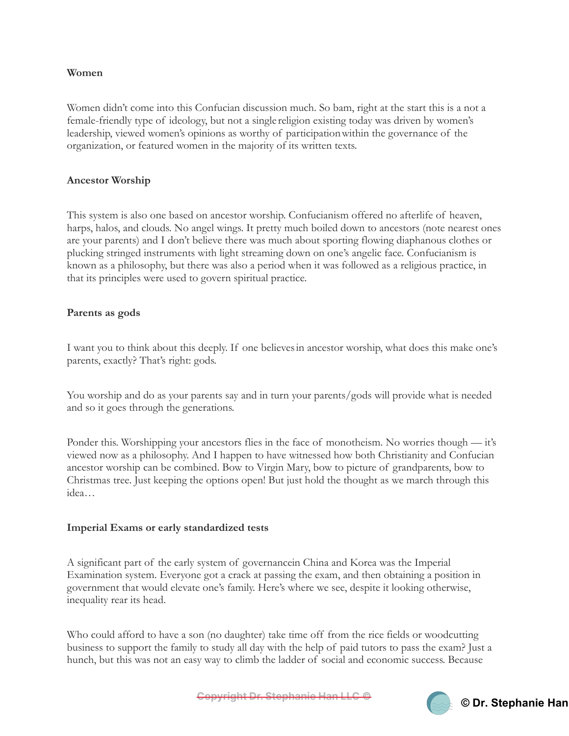### Women

Women didn't come into this Confucian discussion much. So bam, right at the start this is a not a female-friendly type of ideology, but not a single religion existing today was driven by women's leadership, viewed women's opinions as worthy of participation within the governance of the organization, or featured women in the majority of its written texts.

### Ancestor Worship

This system is also one based on ancestor worship. Confucianism offered no afterlife of heaven, harps, halos, and clouds. No angel wings. It pretty much boiled down to ancestors (note nearest ones are your parents) and I don't believe there was much about sporting flowing diaphanous clothes or plucking stringed instruments with light streaming down on one's angelic face. Confucianism is known as a philosophy, but there was also a period when it was followed as a religious practice, in that its principles were used to govern spiritual practice.

### Parents as gods

I want you to think about this deeply. If one believes in ancestor worship, what does this make one's parents, exactly? That's right: gods.

You worship and do as your parents say and in turn your parents/gods will provide what is needed and so it goes through the generations.

Ponder this. Worshipping your ancestors flies in the face of monotheism. No worries though — it's viewed now as a philosophy. And I happen to have witnessed how both Christianity and Confucian ancestor worship can be combined. Bow to Virgin Mary, bow to picture of grandparents, bow to Christmas tree. Just keeping the options open! But just hold the thought as we march through this idea…

### Imperial Exams or early standardized tests

A significant part of the early system of governancein China and Korea was the Imperial Examination system. Everyone got a crack at passing the exam, and then obtaining a position in government that would elevate one's family. Here's where we see, despite it looking otherwise, inequality rear its head.

Who could afford to have a son (no daughter) take time off from the rice fields or woodcutting business to support the family to study all day with the help of paid tutors to pass the exam? Just a hunch, but this was not an easy way to climb the ladder of social and economic success. Because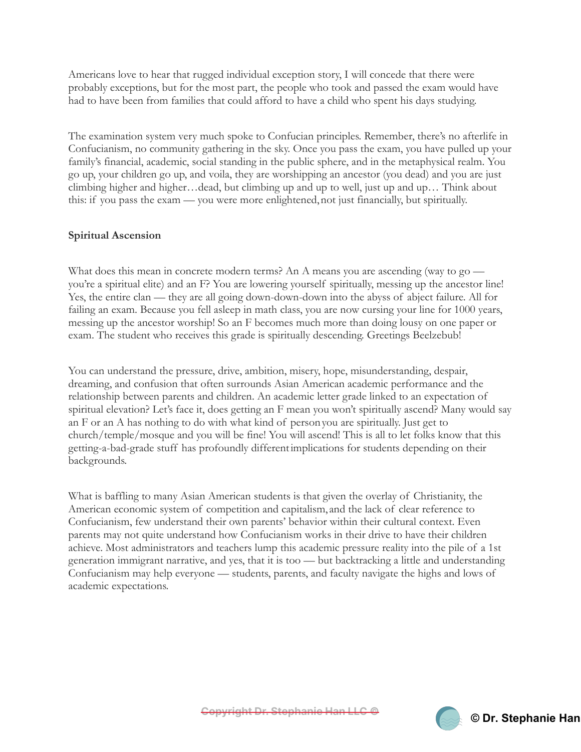Americans love to hear that rugged individual exception story, I will concede that there were probably exceptions, but for the most part, the people who took and passed the exam would have had to have been from families that could afford to have a child who spent his days studying.

The examination system very much spoke to Confucian principles. Remember, there's no afterlife in Confucianism, no community gathering in the sky. Once you pass the exam, you have pulled up your family's financial, academic, social standing in the public sphere, and in the metaphysical realm. You go up, your children go up, and voila, they are worshipping an ancestor (you dead) and you are just climbing higher and higher…dead, but climbing up and up to well, just up and up… Think about this: if you pass the exam — you were more enlightened, not just financially, but spiritually.

**Spiritual Ascension**

What does this mean in concrete modern terms? An A means you are ascending (way to go — you're a spiritual elite) and an F? You are lowering yourself spiritually, messing up the ancestor line! Yes, the entire clan — they are all going down-down-down into the abyss of abject failure. All for failing an exam. Because you fell asleep in math class, you are now cursing your line for 1000 years, messing up the ancestor worship! So an F becomes much more than doing lousy on one paper or exam. The student who receives this grade is spiritually descending. Greetings Beelzebub!

You can understand the pressure, drive, ambition, misery, hope, misunderstanding, despair, dreaming, and confusion that often surrounds Asian American academic performance and the relationship between parents and children. An academic letter grade linked to an expectation of spiritual elevation? Let's face it, does getting an F mean you won't spiritually ascend? Many would say an F or an A has nothing to do with what kind of person you are spiritually. Just get to church/temple/mosque and you will be fine! You will ascend! This is all to let folks know that this getting-a-bad-grade stuff has profoundly different implications for students depending on their backgrounds.

What is baffling to many Asian American students is that given the overlay of Christianity, the American economic system of competition and capitalism, and the lack of clear reference to Confucianism, few understand their own parents' behavior within their cultural context. Even parents may not quite understand how Confucianism works in their drive to have their children achieve. Most administrators and teachers lump this academic pressure reality into the pile of a 1st generation immigrant narrative, and yes, that it is too — but backtracking a little and understanding Confucianism may help everyone — students, parents, and faculty navigate the highs and lows of academic expectations.